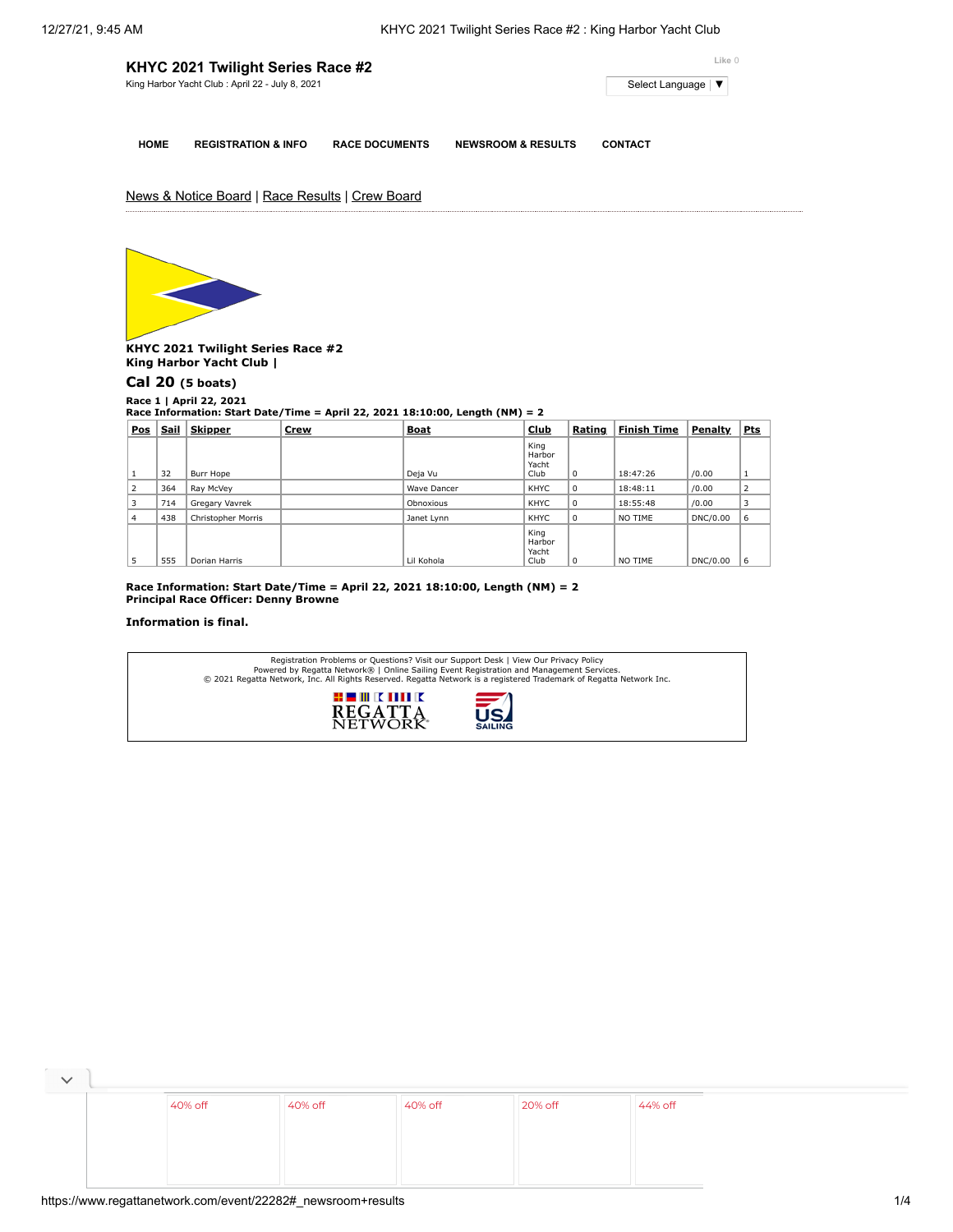# KHYC 2021 Twilight Series Race #2

King Harbor Yacht Club : April 22 - July 8, 2021

Like 0

Select Language ▼

HOME | REGISTRATION & INFO | RACE DOCUMENTS | NEWSROOM & RESULTS | CONTACT

News & Notice Board | Race Results | Crew Board

**KHYC 2021 Twilight Series Race #2**
**King Harbor Yacht Club |**

## Cal 20 (5 boats)

**Race 1 | April 22, 2021**
**Race Information: Start Date/Time = April 22, 2021 18:10:00, Length (NM) = 2**

| Pos | Sail | Skipper | Crew | Boat | Club | Rating | Finish Time | Penalty | Pts |
|---|---|---|---|---|---|---|---|---|---|
| 1 | 32 | Burr Hope | | Deja Vu | King Harbor Yacht Club | 0 | 18:47:26 | /0.00 | 1 |
| 2 | 364 | Ray McVey | | Wave Dancer | KHYC | 0 | 18:48:11 | /0.00 | 2 |
| 3 | 714 | Gregary Vavrek | | Obnoxious | KHYC | 0 | 18:55:48 | /0.00 | 3 |
| 4 | 438 | Christopher Morris | | Janet Lynn | KHYC | 0 | NO TIME | DNC/0.00 | 6 |
| 5 | 555 | Dorian Harris | | Lil Kohola | King Harbor Yacht Club | 0 | NO TIME | DNC/0.00 | 6 |

**Race Information: Start Date/Time = April 22, 2021 18:10:00, Length (NM) = 2**
**Principal Race Officer: Denny Browne**

**Information is final.**

Registration Problems or Questions? Visit our Support Desk | View Our Privacy Policy
Powered by Regatta Network® | Online Sailing Event Registration and Management Services.
© 2021 Regatta Network, Inc. All Rights Reserved. Regatta Network is a registered Trademark of Regatta Network Inc.

REGATTA NETWORK | US SAILING

40% off | 40% off | 40% off | 20% off | 44% off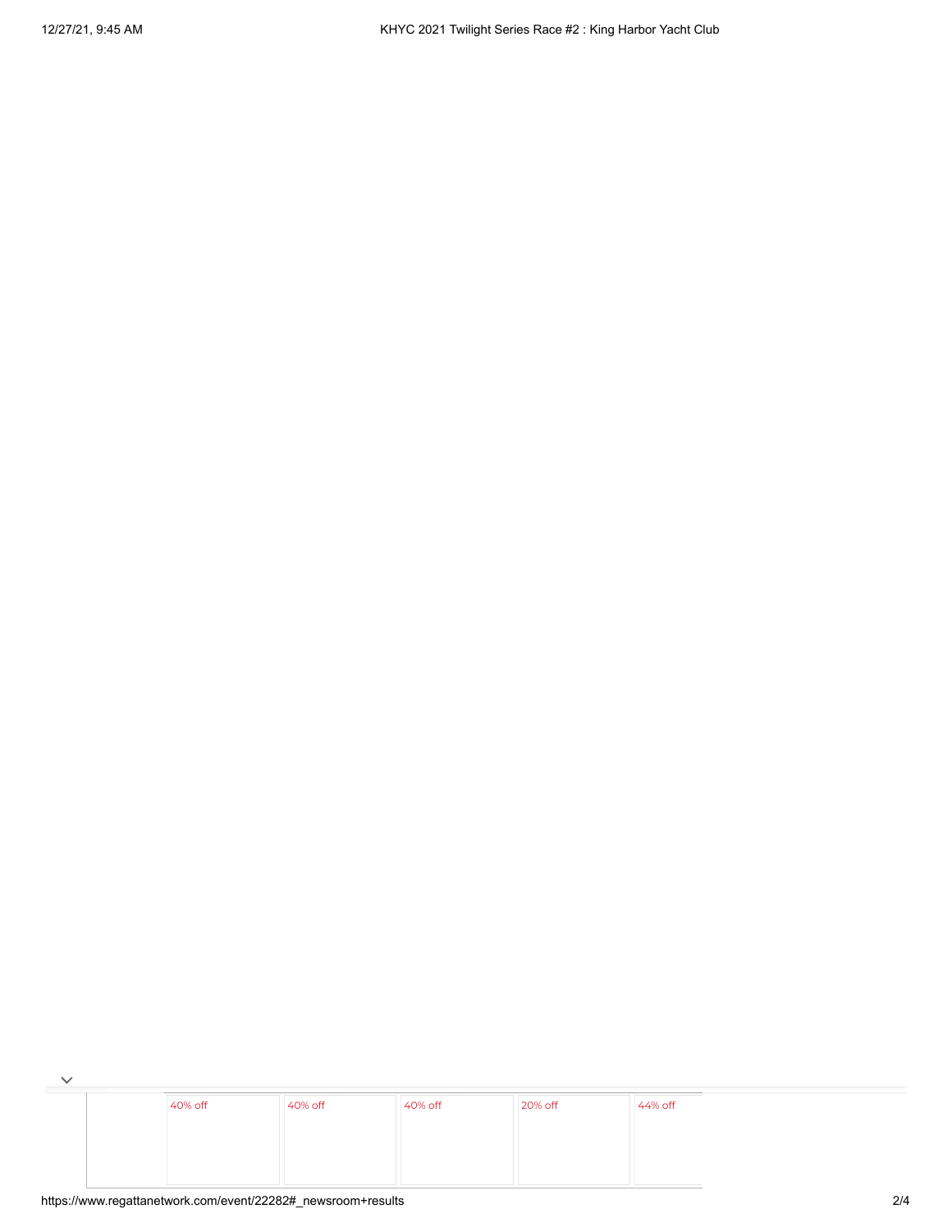40% off

40% off

40% off

20% off

44% off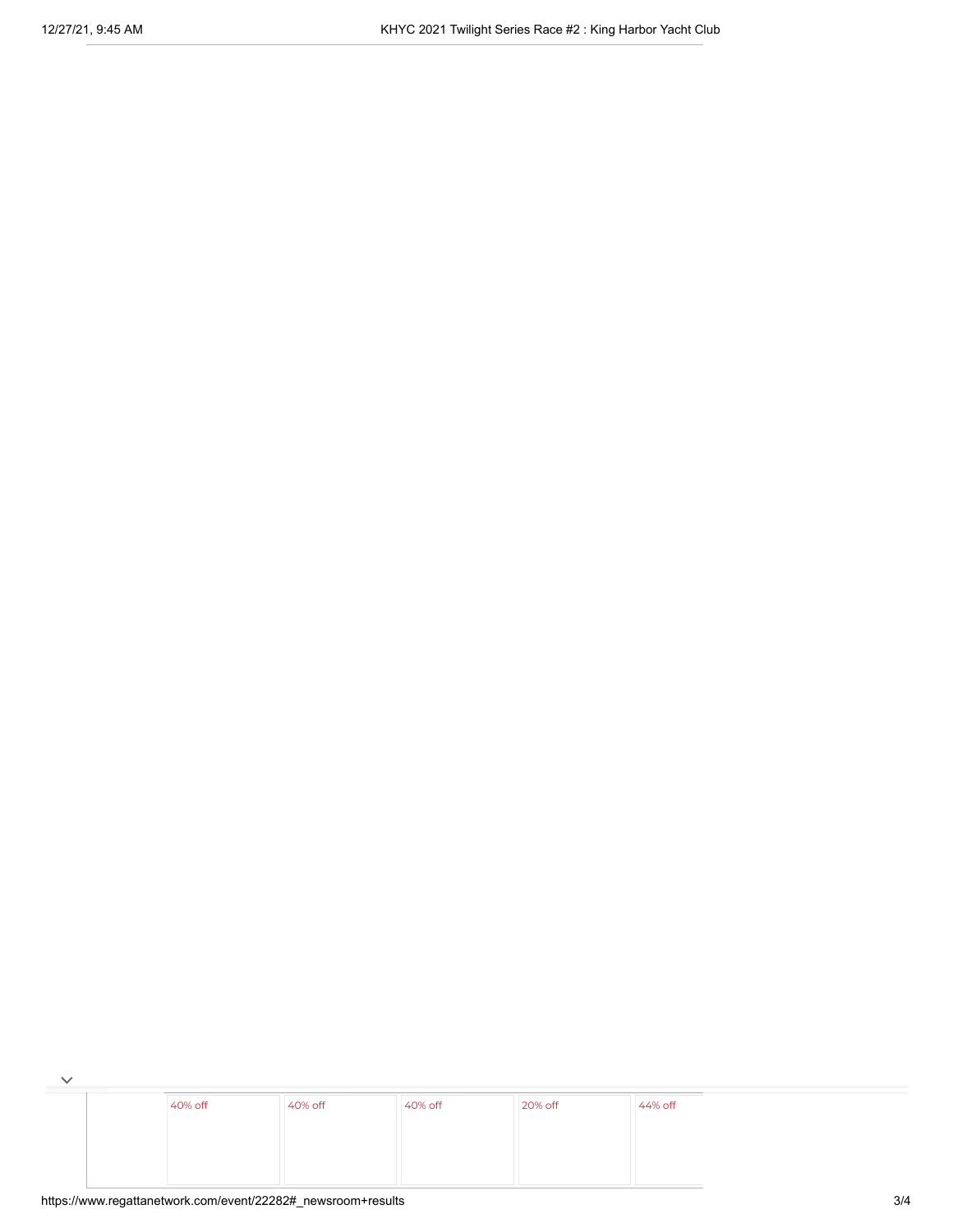40% off

40% off

40% off

20% off

44% off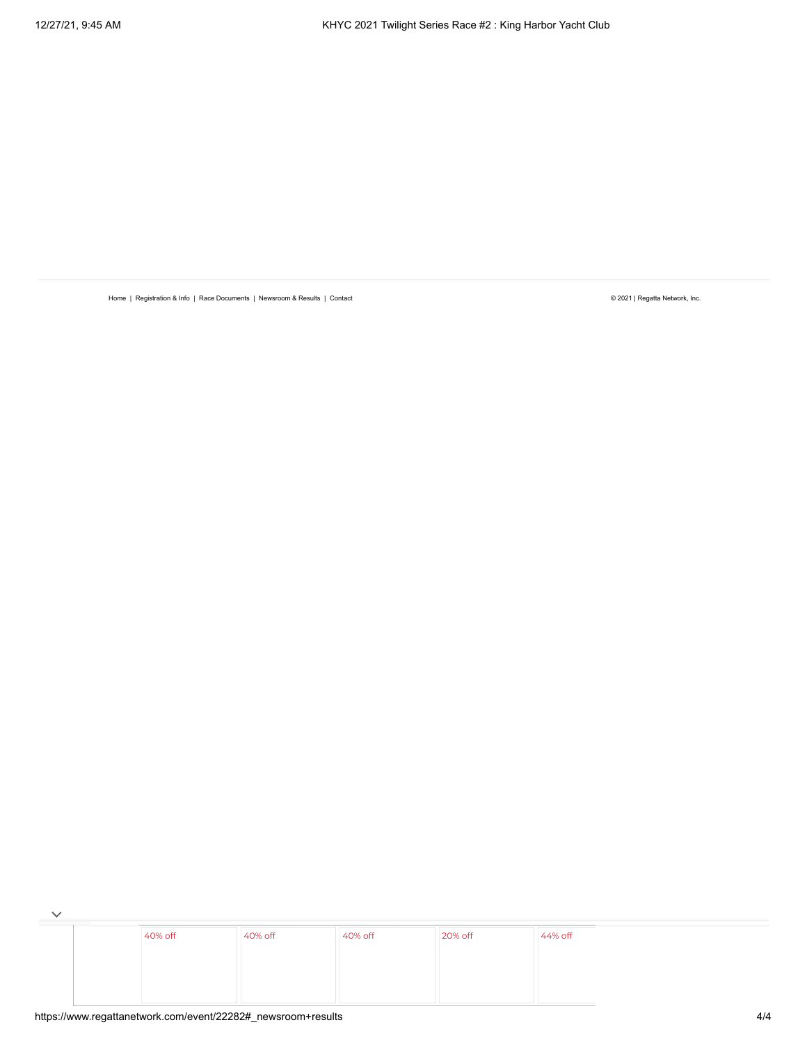Home | Registration & Info | Race Documents | Newsroom & Results | Contact

© 2021 | Regatta Network, Inc.

40% off

40% off

40% off

20% off

44% off